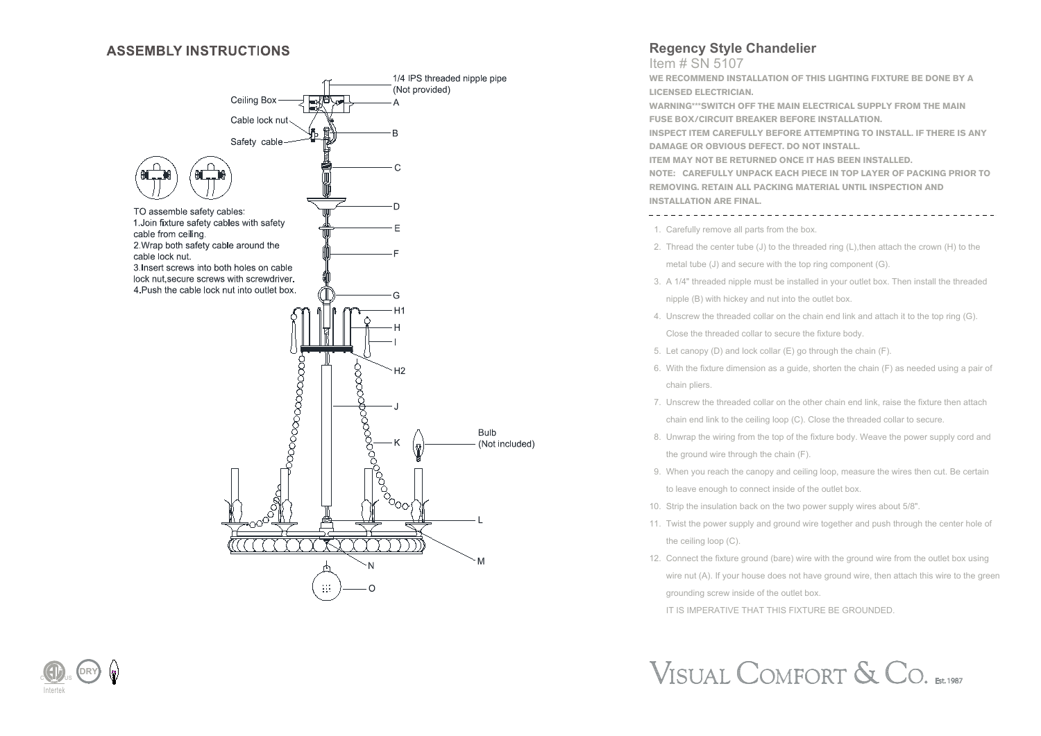## ASSEMBLY INSTRUCTIONS

1/4 IPS threaded nipple pipe (Not provided)

Ceiling Box — A

Cable lock nut

Safety cable — B

C

D

E

F

G

H1

H

I

H2

J

K

Bulb (Not included)

L

M

N

O

TO assemble safety cables:

1.Join fixture safety cables with safety cable from ceiling.

2.Wrap both safety cable around the cable lock nut.

3.Insert screws into both holes on cable lock nut,secure screws with screwdriver.

4.Push the cable lock nut into outlet box.

# Regency Style Chandelier

Item # SN 5107

**WE RECOMMEND INSTALLATION OF THIS LIGHTING FIXTURE BE DONE BY A LICENSED ELECTRICIAN.**

**WARNING***SWITCH OFF THE MAIN ELECTRICAL SUPPLY FROM THE MAIN FUSE BOX/CIRCUIT BREAKER BEFORE INSTALLATION.**

**INSPECT ITEM CAREFULLY BEFORE ATTEMPTING TO INSTALL. IF THERE IS ANY DAMAGE OR OBVIOUS DEFECT. DO NOT INSTALL.**

**ITEM MAY NOT BE RETURNED ONCE IT HAS BEEN INSTALLED.**

**NOTE: CAREFULLY UNPACK EACH PIECE IN TOP LAYER OF PACKING PRIOR TO REMOVING. RETAIN ALL PACKING MATERIAL UNTIL INSPECTION AND INSTALLATION ARE FINAL.**

1. Carefully remove all parts from the box.
2. Thread the center tube (J) to the threaded ring (L),then attach the crown (H) to the metal tube (J) and secure with the top ring component (G).
3. A 1/4" threaded nipple must be installed in your outlet box. Then install the threaded nipple (B) with hickey and nut into the outlet box.
4. Unscrew the threaded collar on the chain end link and attach it to the top ring (G). Close the threaded collar to secure the fixture body.
5. Let canopy (D) and lock collar (E) go through the chain (F).
6. With the fixture dimension as a guide, shorten the chain (F) as needed using a pair of chain pliers.
7. Unscrew the threaded collar on the other chain end link, raise the fixture then attach chain end link to the ceiling loop (C). Close the threaded collar to secure.
8. Unwrap the wiring from the top of the fixture body. Weave the power supply cord and the ground wire through the chain (F).
9. When you reach the canopy and ceiling loop, measure the wires then cut. Be certain to leave enough to connect inside of the outlet box.
10. Strip the insulation back on the two power supply wires about 5/8".
11. Twist the power supply and ground wire together and push through the center hole of the ceiling loop (C).
12. Connect the fixture ground (bare) wire with the ground wire from the outlet box using wire nut (A). If your house does not have ground wire, then attach this wire to the green grounding screw inside of the outlet box.

    IT IS IMPERATIVE THAT THIS FIXTURE BE GROUNDED.

VISUAL COMFORT & CO. Est. 1987

Intertek DRY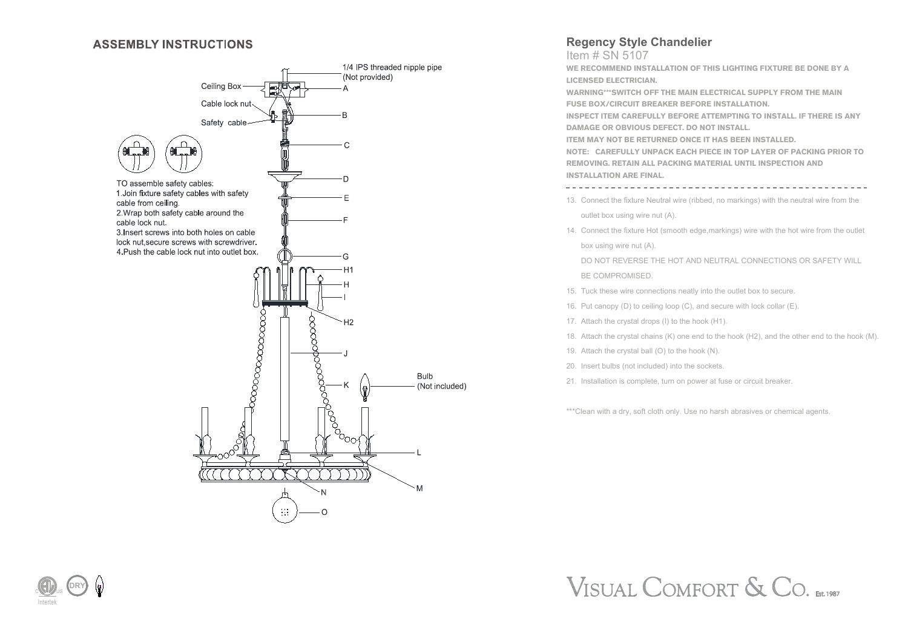## ASSEMBLY INSTRUCTIONS

1/4 IPS threaded nipple pipe (Not provided)

Ceiling Box — A

Cable lock nut

Safety cable — B

C

D

E

F

G

H1

H

I

H2

J

K

Bulb (Not included)

L

M

N

O

TO assemble safety cables:
1. Join fixture safety cables with safety cable from ceiling.
2. Wrap both safety cable around the cable lock nut.
3. Insert screws into both holes on cable lock nut, secure screws with screwdriver.
4. Push the cable lock nut into outlet box.

## Regency Style Chandelier

Item # SN 5107

**WE RECOMMEND INSTALLATION OF THIS LIGHTING FIXTURE BE DONE BY A LICENSED ELECTRICIAN.**
**WARNING***SWITCH OFF THE MAIN ELECTRICAL SUPPLY FROM THE MAIN FUSE BOX/CIRCUIT BREAKER BEFORE INSTALLATION.**
**INSPECT ITEM CAREFULLY BEFORE ATTEMPTING TO INSTALL. IF THERE IS ANY DAMAGE OR OBVIOUS DEFECT. DO NOT INSTALL.**
**ITEM MAY NOT BE RETURNED ONCE IT HAS BEEN INSTALLED.**
**NOTE: CAREFULLY UNPACK EACH PIECE IN TOP LAYER OF PACKING PRIOR TO REMOVING. RETAIN ALL PACKING MATERIAL UNTIL INSPECTION AND INSTALLATION ARE FINAL.**

13. Connect the fixture Neutral wire (ribbed, no markings) with the neutral wire from the outlet box using wire nut (A).
14. Connect the fixture Hot (smooth edge,markings) wire with the hot wire from the outlet box using wire nut (A).
    DO NOT REVERSE THE HOT AND NEUTRAL CONNECTIONS OR SAFETY WILL BE COMPROMISED.
15. Tuck these wire connections neatly into the outlet box to secure.
16. Put canopy (D) to ceiling loop (C), and secure with lock collar (E).
17. Attach the crystal drops (I) to the hook (H1).
18. Attach the crystal chains (K) one end to the hook (H2), and the other end to the hook (M).
19. Attach the crystal ball (O) to the hook (N).
20. Insert bulbs (not included) into the sockets.
21. Installation is complete, turn on power at fuse or circuit breaker.

***Clean with a dry, soft cloth only. Use no harsh abrasives or chemical agents.

Intertek DRY

VISUAL COMFORT & CO. Est. 1987